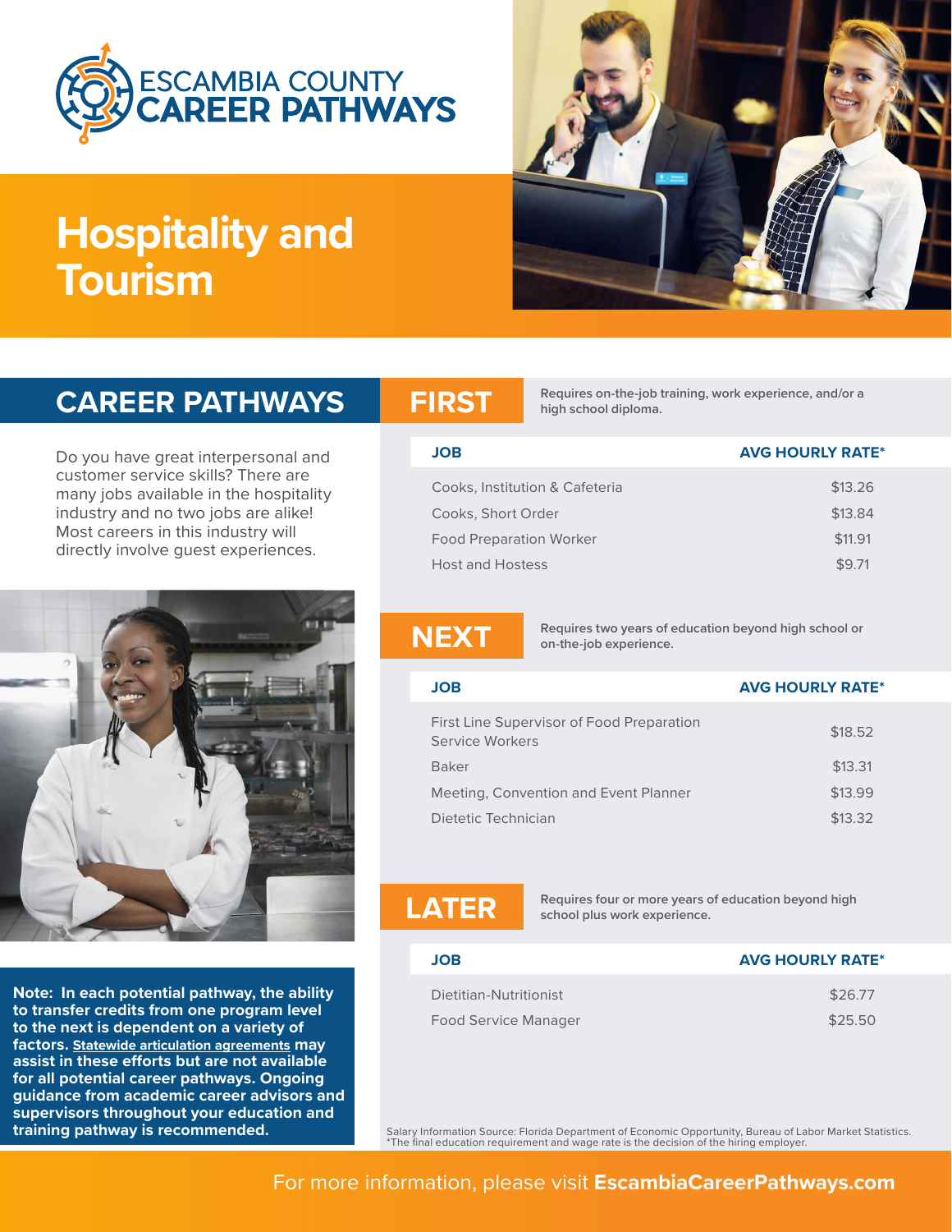# ESCAMBIA COUNTY CAREER PATHWAYS

# Hospitality and Tourism

## CAREER PATHWAYS

Do you have great interpersonal and customer service skills? There are many jobs available in the hospitality industry and no two jobs are alike! Most careers in this industry will directly involve guest experiences.

**Note: In each potential pathway, the ability to transfer credits from one program level to the next is dependent on a variety of factors. Statewide articulation agreements may assist in these efforts but are not available for all potential career pathways. Ongoing guidance from academic career advisors and supervisors throughout your education and training pathway is recommended.**

### FIRST

**Requires on-the-job training, work experience, and/or a high school diploma.**

| JOB | AVG HOURLY RATE* |
|---|---|
| Cooks, Institution & Cafeteria | $13.26 |
| Cooks, Short Order | $13.84 |
| Food Preparation Worker | $11.91 |
| Host and Hostess | $9.71 |

### NEXT

**Requires two years of education beyond high school or on-the-job experience.**

| JOB | AVG HOURLY RATE* |
|---|---|
| First Line Supervisor of Food Preparation Service Workers | $18.52 |
| Baker | $13.31 |
| Meeting, Convention and Event Planner | $13.99 |
| Dietetic Technician | $13.32 |

### LATER

**Requires four or more years of education beyond high school plus work experience.**

| JOB | AVG HOURLY RATE* |
|---|---|
| Dietitian-Nutritionist | $26.77 |
| Food Service Manager | $25.50 |

Salary Information Source: Florida Department of Economic Opportunity, Bureau of Labor Market Statistics.
*The final education requirement and wage rate is the decision of the hiring employer.

For more information, please visit **EscambiaCareerPathways.com**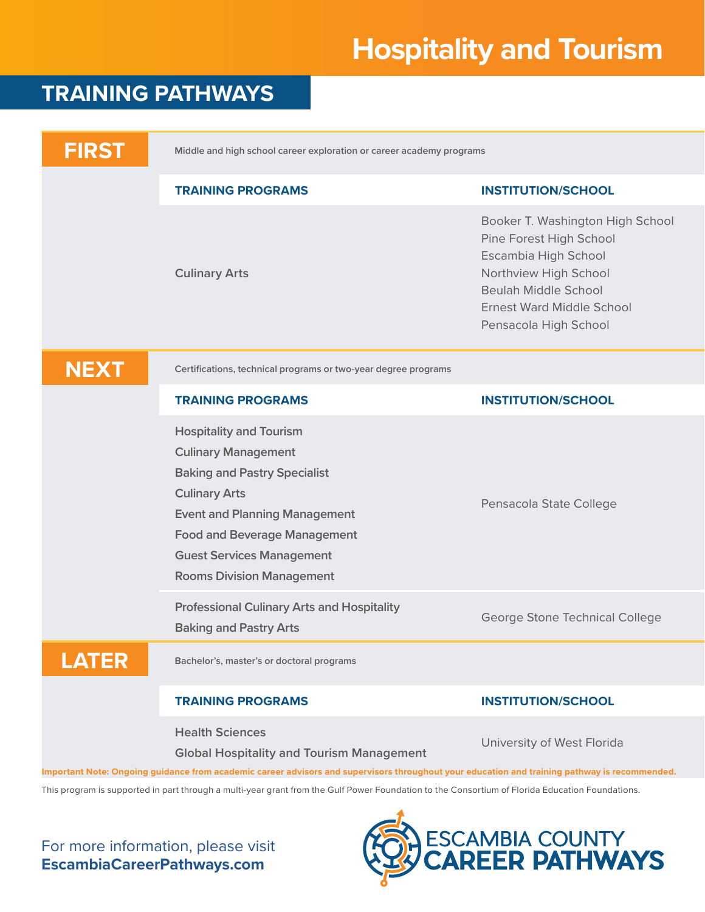# Hospitality and Tourism

## TRAINING PATHWAYS

### FIRST

Middle and high school career exploration or career academy programs

| TRAINING PROGRAMS | INSTITUTION/SCHOOL |
| --- | --- |
| Culinary Arts | Booker T. Washington High School<br>Pine Forest High School<br>Escambia High School<br>Northview High School<br>Beulah Middle School<br>Ernest Ward Middle School<br>Pensacola High School |

### NEXT

Certifications, technical programs or two-year degree programs

| TRAINING PROGRAMS | INSTITUTION/SCHOOL |
| --- | --- |
| Hospitality and Tourism<br>Culinary Management<br>Baking and Pastry Specialist<br>Culinary Arts<br>Event and Planning Management<br>Food and Beverage Management<br>Guest Services Management<br>Rooms Division Management | Pensacola State College |
| Professional Culinary Arts and Hospitality<br>Baking and Pastry Arts | George Stone Technical College |

### LATER

Bachelor's, master's or doctoral programs

| TRAINING PROGRAMS | INSTITUTION/SCHOOL |
| --- | --- |
| Health Sciences<br>Global Hospitality and Tourism Management | University of West Florida |

**Important Note: Ongoing guidance from academic career advisors and supervisors throughout your education and training pathway is recommended.**

This program is supported in part through a multi-year grant from the Gulf Power Foundation to the Consortium of Florida Education Foundations.

For more information, please visit **EscambiaCareerPathways.com**

ESCAMBIA COUNTY **CAREER PATHWAYS**